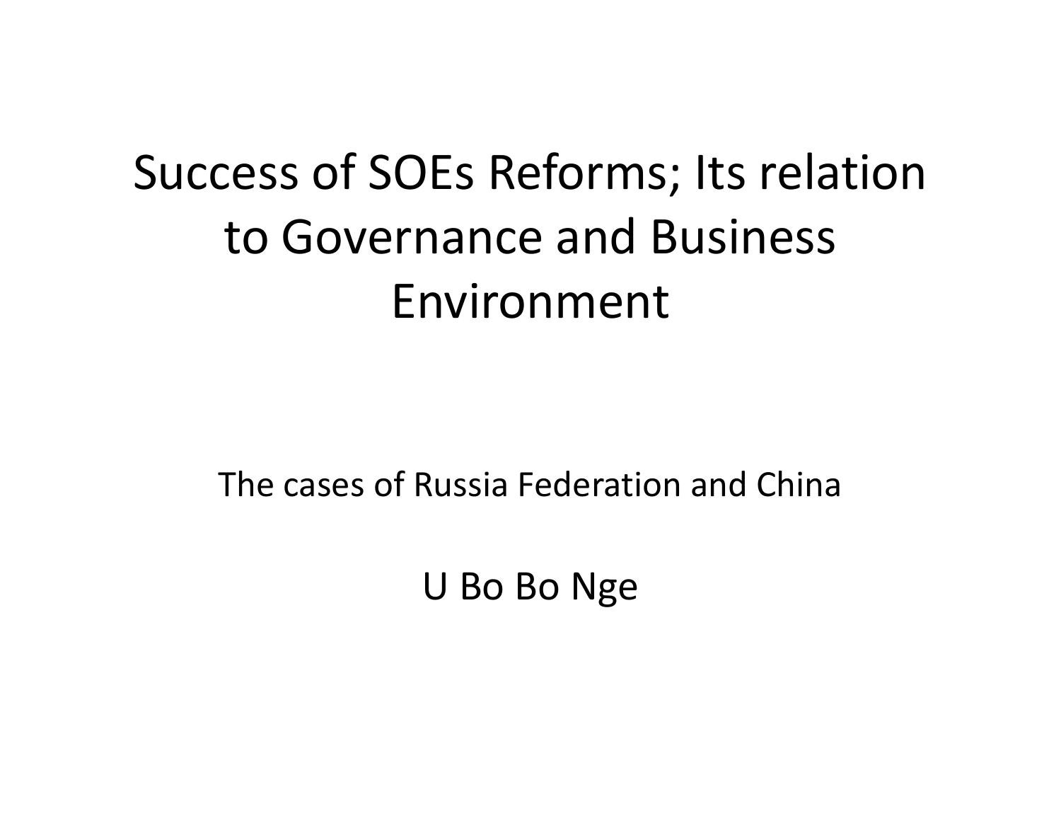# Success of SOEs Reforms; Its relation to Governance and Business Environment

The cases of Russia Federation and China

U Bo Bo Nge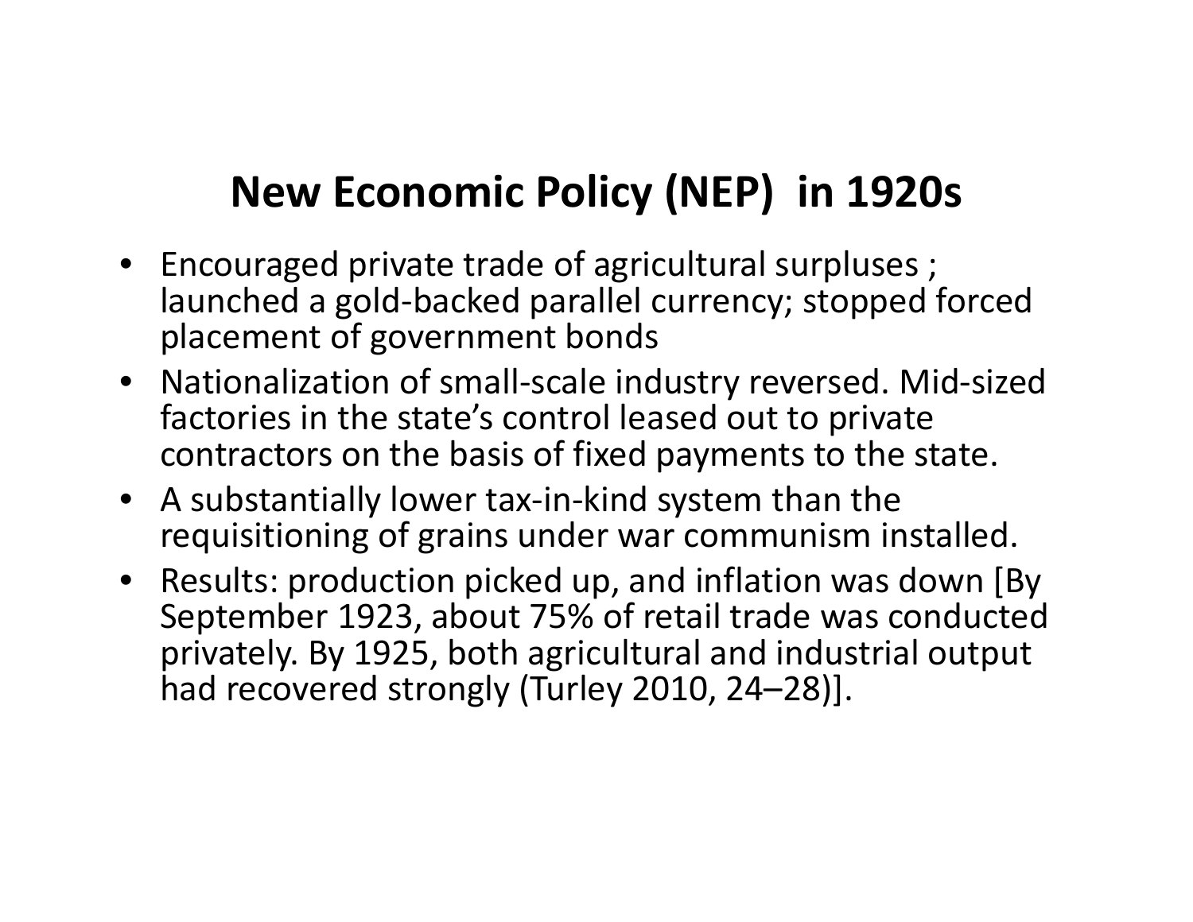# New Economic Policy (NEP) in 1920s

- Encouraged private trade of agricultural surpluses ; launched a gold-backed parallel currency; stopped forced placement of government bonds
- Nationalization of small-scale industry reversed. Mid-sized factories in the state's control leased out to private contractors on the basis of fixed payments to the state.
- A substantially lower tax-in-kind system than the requisitioning of grains under war communism installed.
- Results: production picked up, and inflation was down [By September 1923, about 75% of retail trade was conducted privately. By 1925, both agricultural and industrial output had recovered strongly (Turley 2010, 24–28)].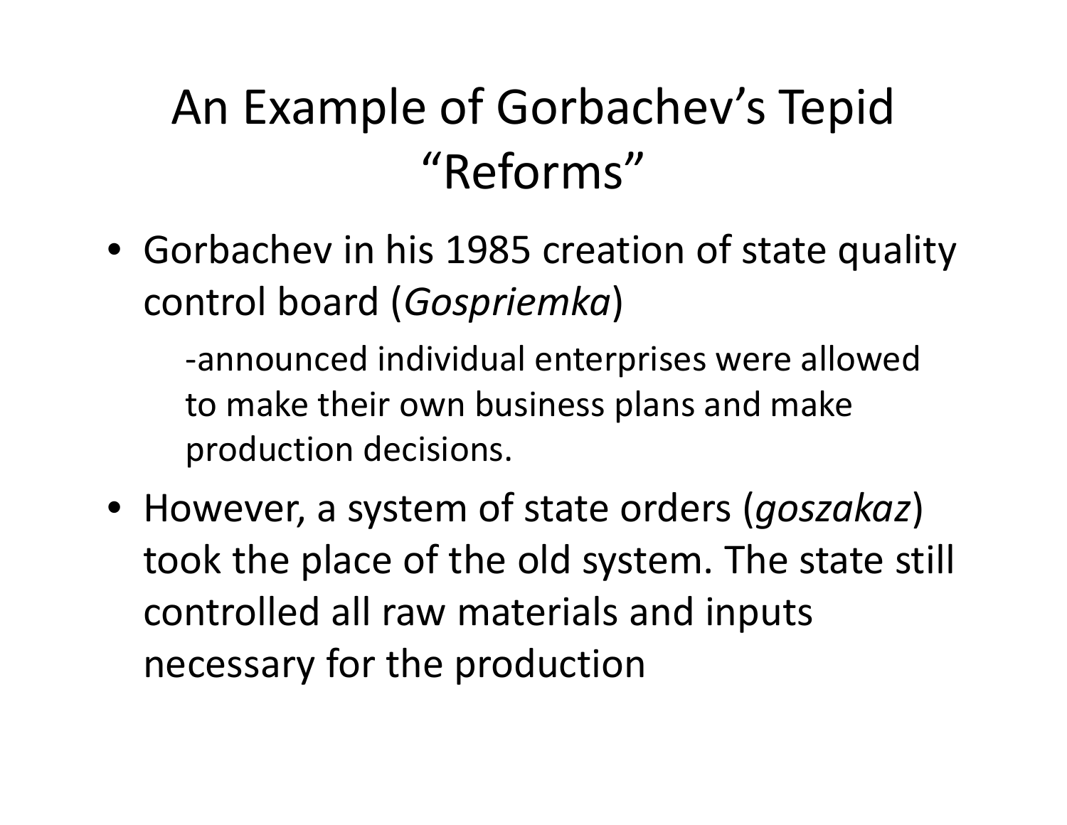# An Example of Gorbachev's Tepid "Reforms"

- Gorbachev in his 1985 creation of state quality control board (*Gospriemka*)

  -announced individual enterprises were allowed to make their own business plans and make production decisions.

- However, a system of state orders (*goszakaz*) took the place of the old system. The state still controlled all raw materials and inputs necessary for the production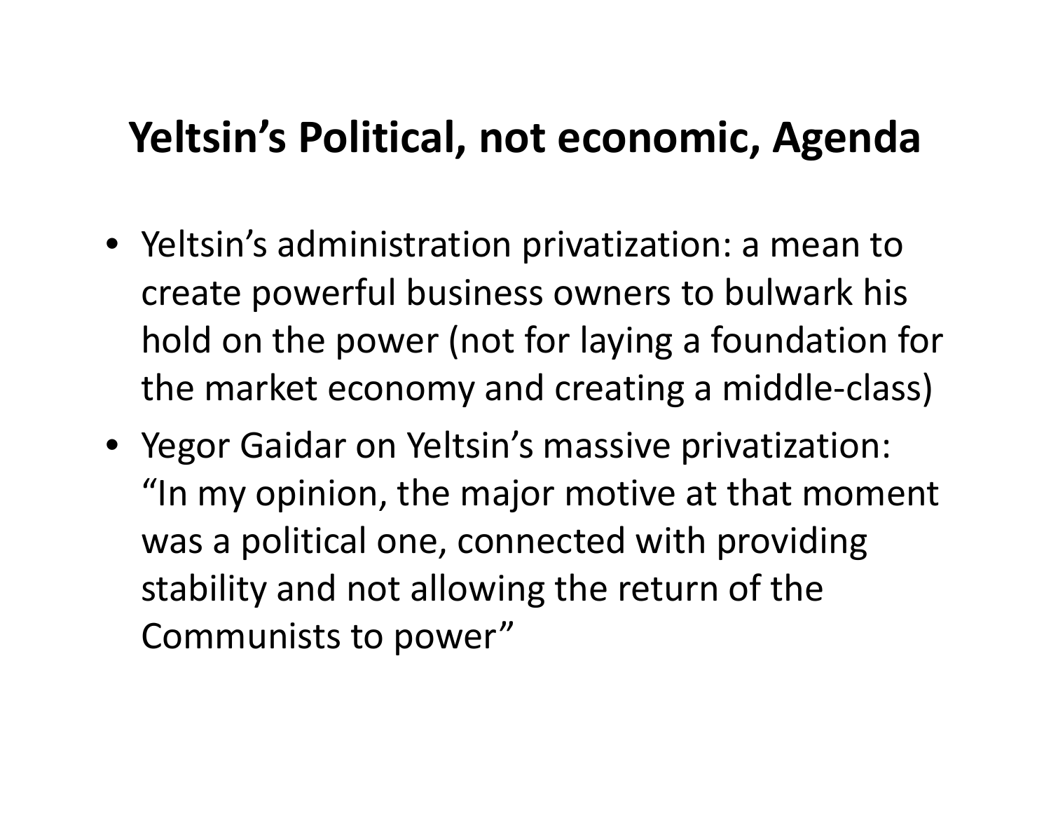# Yeltsin's Political, not economic, Agenda

- Yeltsin's administration privatization: a mean to create powerful business owners to bulwark his hold on the power (not for laying a foundation for the market economy and creating a middle-class)
- Yegor Gaidar on Yeltsin's massive privatization: "In my opinion, the major motive at that moment was a political one, connected with providing stability and not allowing the return of the Communists to power"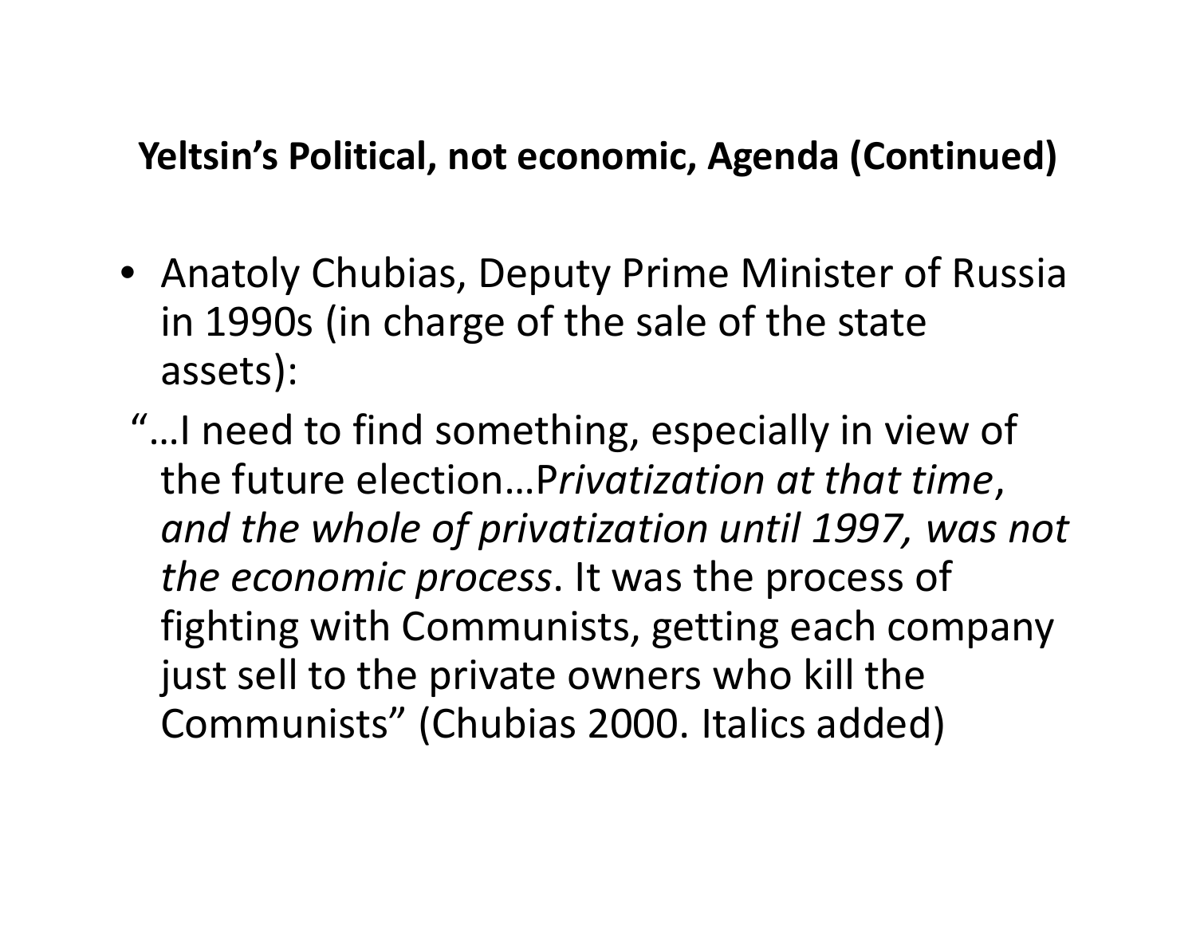**Yeltsin's Political, not economic, Agenda (Continued)**

- Anatoly Chubias, Deputy Prime Minister of Russia in 1990s (in charge of the sale of the state assets):

"…I need to find something, especially in view of the future election…P*rivatization at that time*, *and the whole of privatization until 1997, was not the economic process*. It was the process of fighting with Communists, getting each company just sell to the private owners who kill the Communists" (Chubias 2000. Italics added)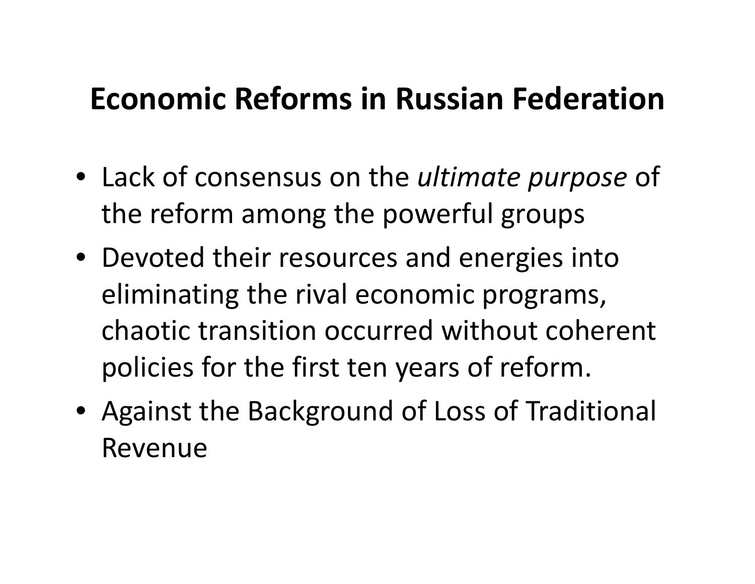# Economic Reforms in Russian Federation

- Lack of consensus on the *ultimate purpose* of the reform among the powerful groups
- Devoted their resources and energies into eliminating the rival economic programs, chaotic transition occurred without coherent policies for the first ten years of reform.
- Against the Background of Loss of Traditional Revenue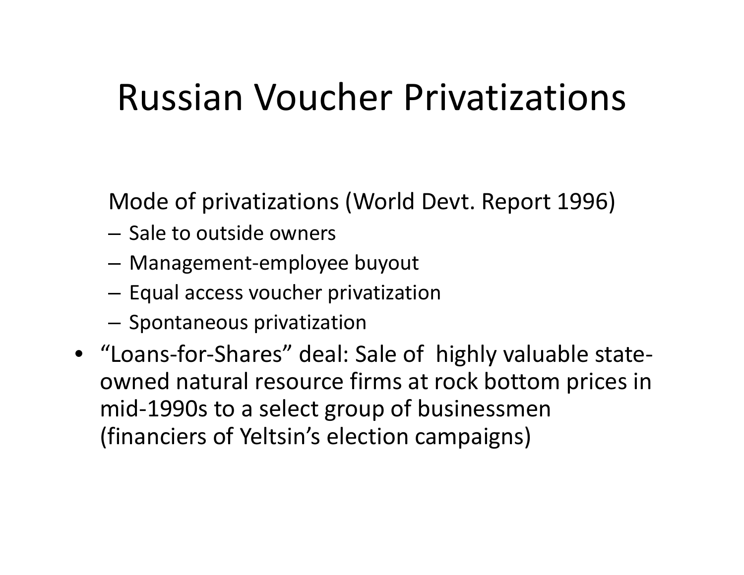# Russian Voucher Privatizations

Mode of privatizations (World Devt. Report 1996)

- Sale to outside owners
- Management-employee buyout
- Equal access voucher privatization
- Spontaneous privatization

- "Loans-for-Shares" deal: Sale of highly valuable state-owned natural resource firms at rock bottom prices in mid-1990s to a select group of businessmen (financiers of Yeltsin's election campaigns)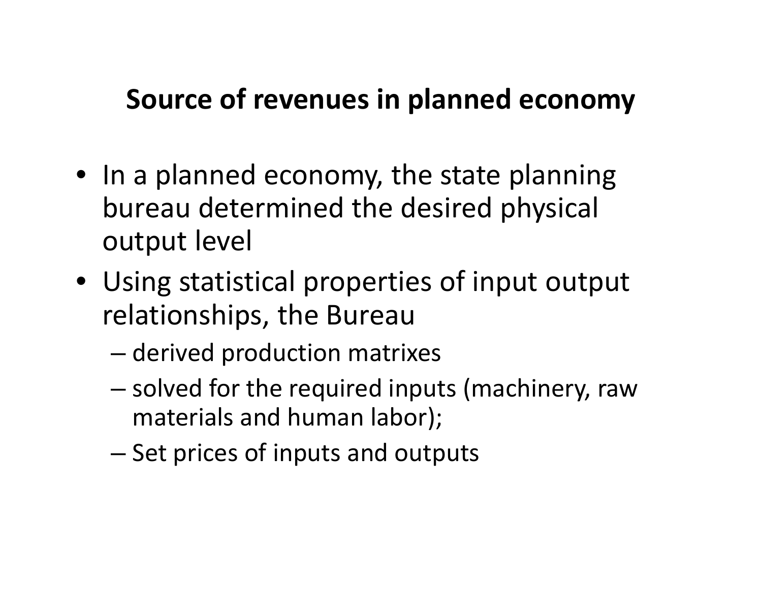## Source of revenues in planned economy

- In a planned economy, the state planning bureau determined the desired physical output level
- Using statistical properties of input output relationships, the Bureau
  - derived production matrixes
  - solved for the required inputs (machinery, raw materials and human labor);
  - Set prices of inputs and outputs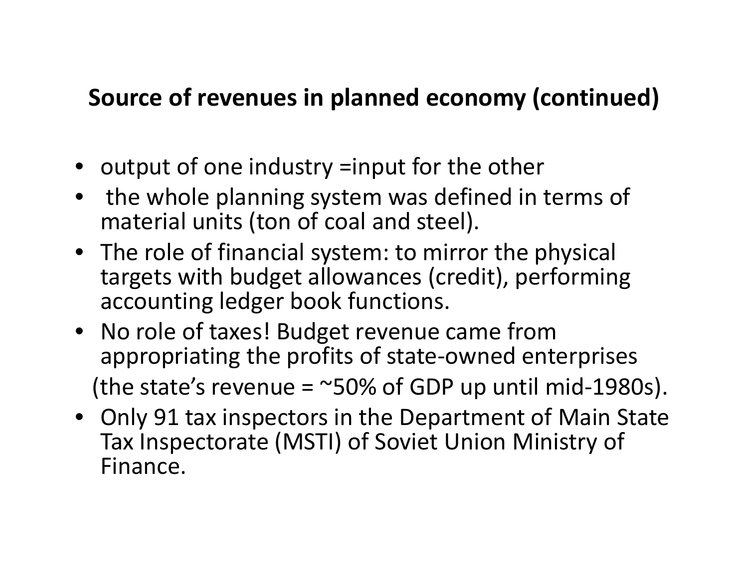## Source of revenues in planned economy (continued)

- output of one industry =input for the other
- the whole planning system was defined in terms of material units (ton of coal and steel).
- The role of financial system: to mirror the physical targets with budget allowances (credit), performing accounting ledger book functions.
- No role of taxes! Budget revenue came from appropriating the profits of state-owned enterprises (the state's revenue = ~50% of GDP up until mid-1980s).
- Only 91 tax inspectors in the Department of Main State Tax Inspectorate (MSTI) of Soviet Union Ministry of Finance.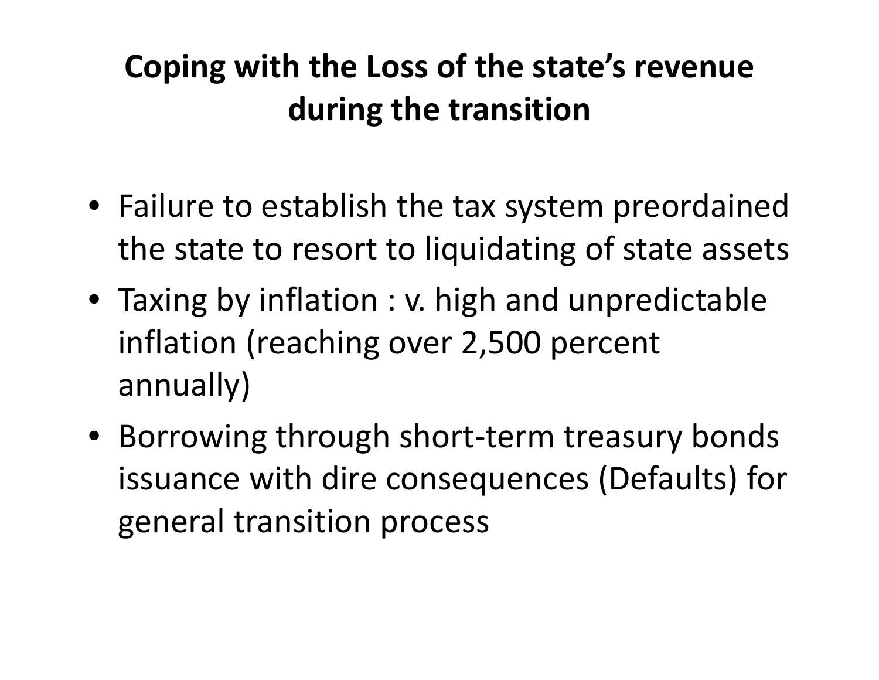# Coping with the Loss of the state's revenue during the transition

- Failure to establish the tax system preordained the state to resort to liquidating of state assets
- Taxing by inflation : v. high and unpredictable inflation (reaching over 2,500 percent annually)
- Borrowing through short-term treasury bonds issuance with dire consequences (Defaults) for general transition process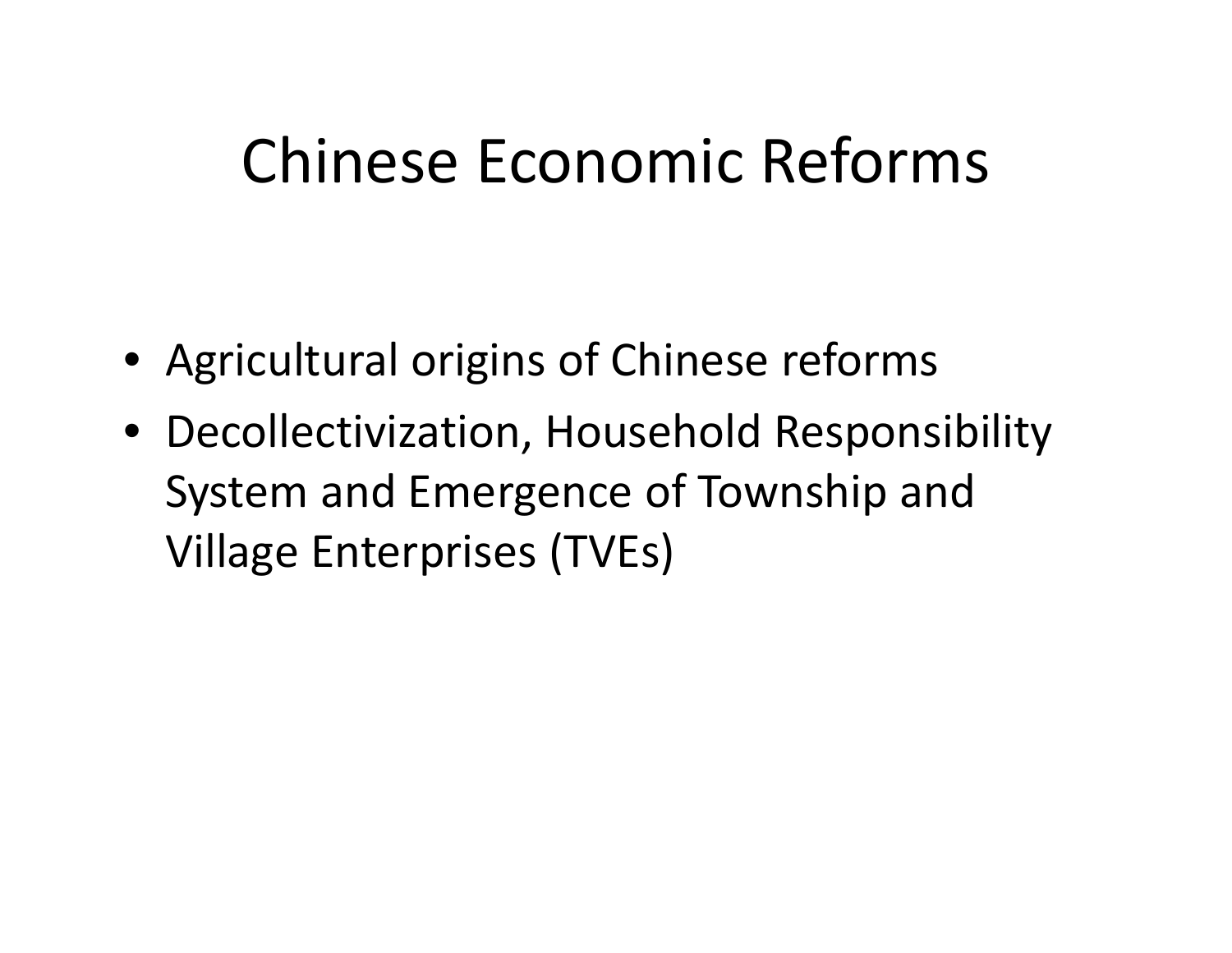# Chinese Economic Reforms

- Agricultural origins of Chinese reforms
- Decollectivization, Household Responsibility System and Emergence of Township and Village Enterprises (TVEs)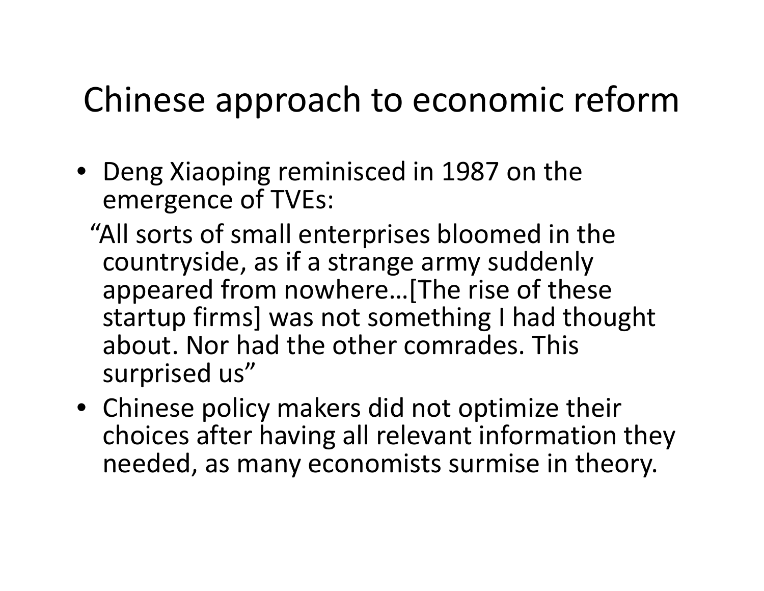# Chinese approach to economic reform

- Deng Xiaoping reminisced in 1987 on the emergence of TVEs:

  "All sorts of small enterprises bloomed in the countryside, as if a strange army suddenly appeared from nowhere…[The rise of these startup firms] was not something I had thought about. Nor had the other comrades. This surprised us"

- Chinese policy makers did not optimize their choices after having all relevant information they needed, as many economists surmise in theory.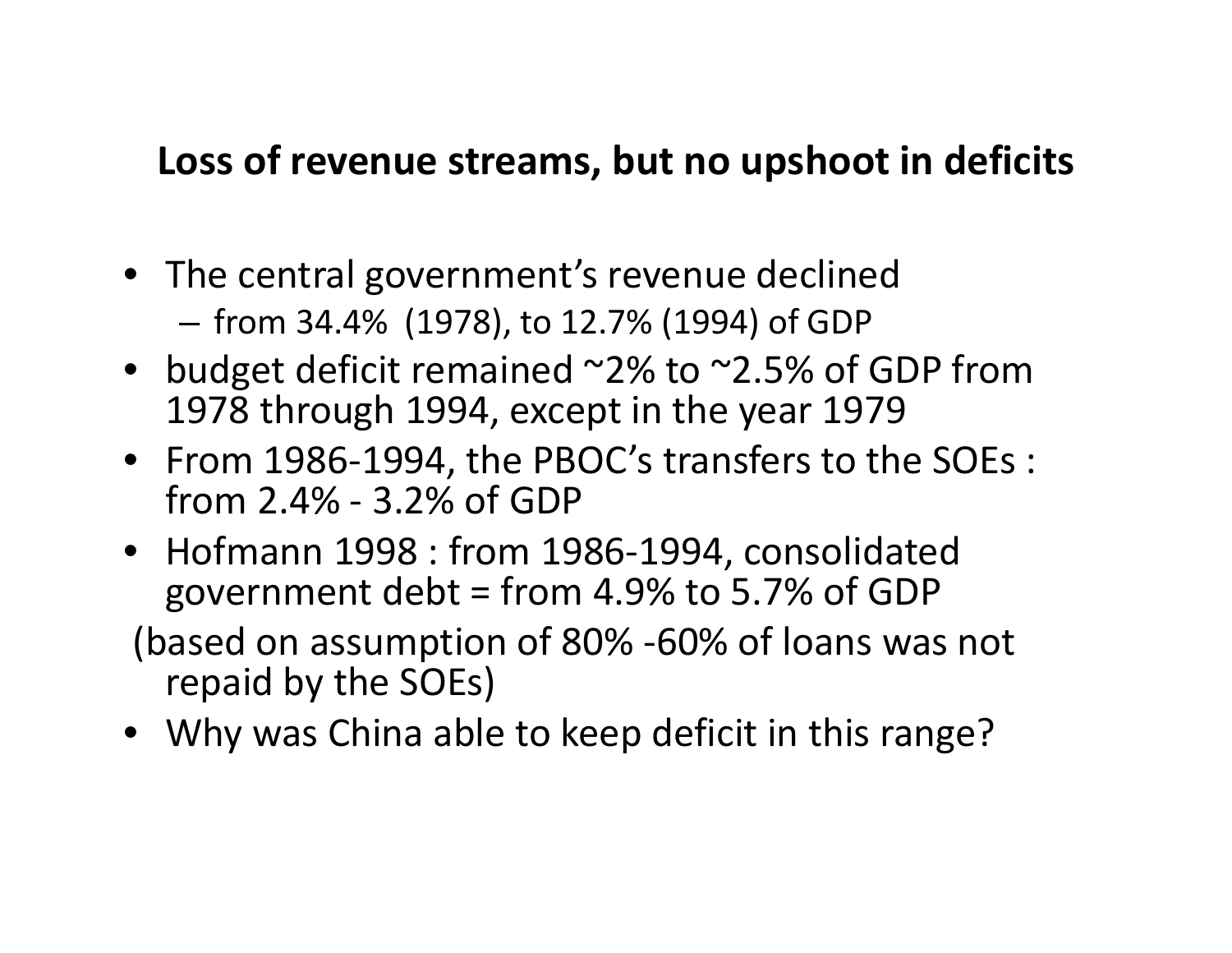## Loss of revenue streams, but no upshoot in deficits

- The central government's revenue declined
  - from 34.4% (1978), to 12.7% (1994) of GDP
- budget deficit remained ~2% to ~2.5% of GDP from 1978 through 1994, except in the year 1979
- From 1986-1994, the PBOC's transfers to the SOEs : from 2.4% - 3.2% of GDP
- Hofmann 1998 : from 1986-1994, consolidated government debt = from 4.9% to 5.7% of GDP

(based on assumption of 80% -60% of loans was not repaid by the SOEs)

- Why was China able to keep deficit in this range?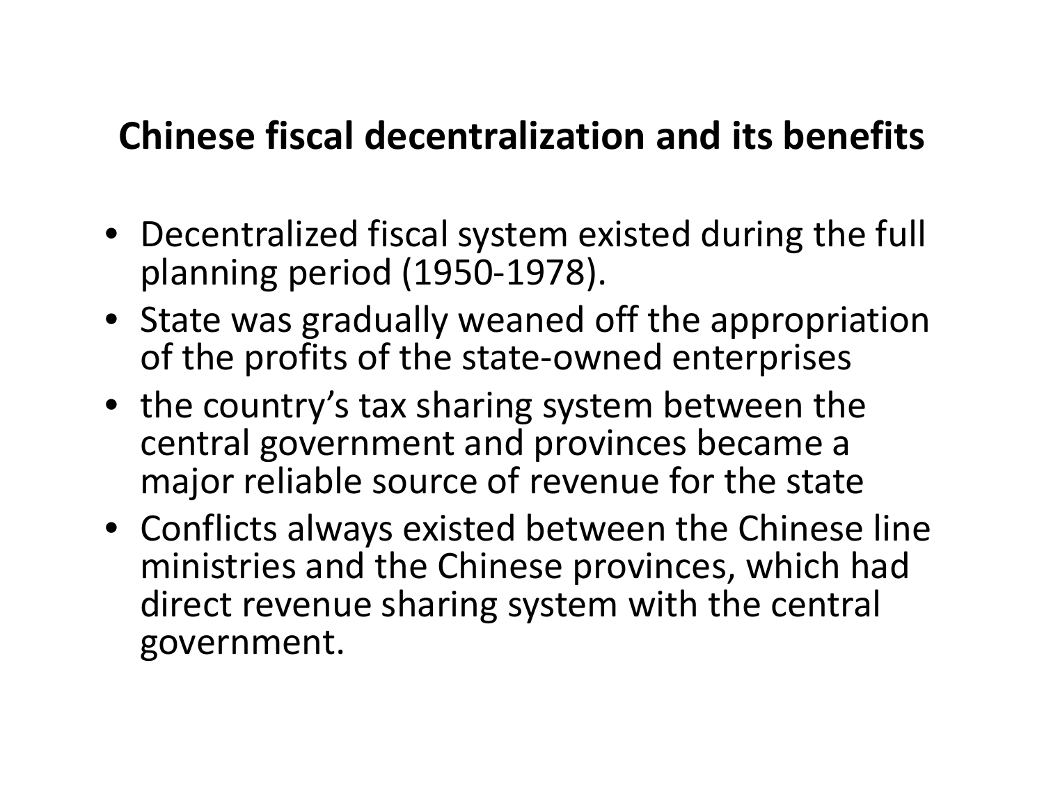# Chinese fiscal decentralization and its benefits

- Decentralized fiscal system existed during the full planning period (1950-1978).
- State was gradually weaned off the appropriation of the profits of the state-owned enterprises
- the country's tax sharing system between the central government and provinces became a major reliable source of revenue for the state
- Conflicts always existed between the Chinese line ministries and the Chinese provinces, which had direct revenue sharing system with the central government.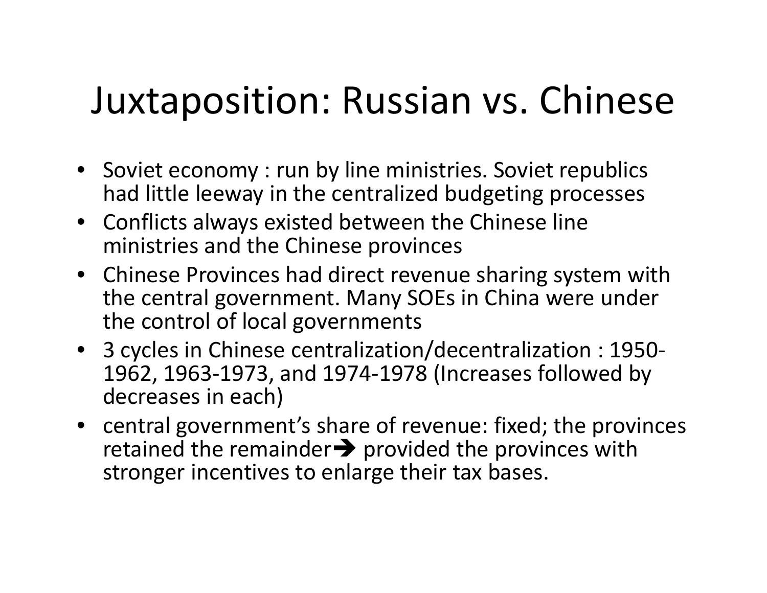# Juxtaposition: Russian vs. Chinese

- Soviet economy : run by line ministries. Soviet republics had little leeway in the centralized budgeting processes
- Conflicts always existed between the Chinese line ministries and the Chinese provinces
- Chinese Provinces had direct revenue sharing system with the central government. Many SOEs in China were under the control of local governments
- 3 cycles in Chinese centralization/decentralization : 1950-1962, 1963-1973, and 1974-1978 (Increases followed by decreases in each)
- central government's share of revenue: fixed; the provinces retained the remainder➔ provided the provinces with stronger incentives to enlarge their tax bases.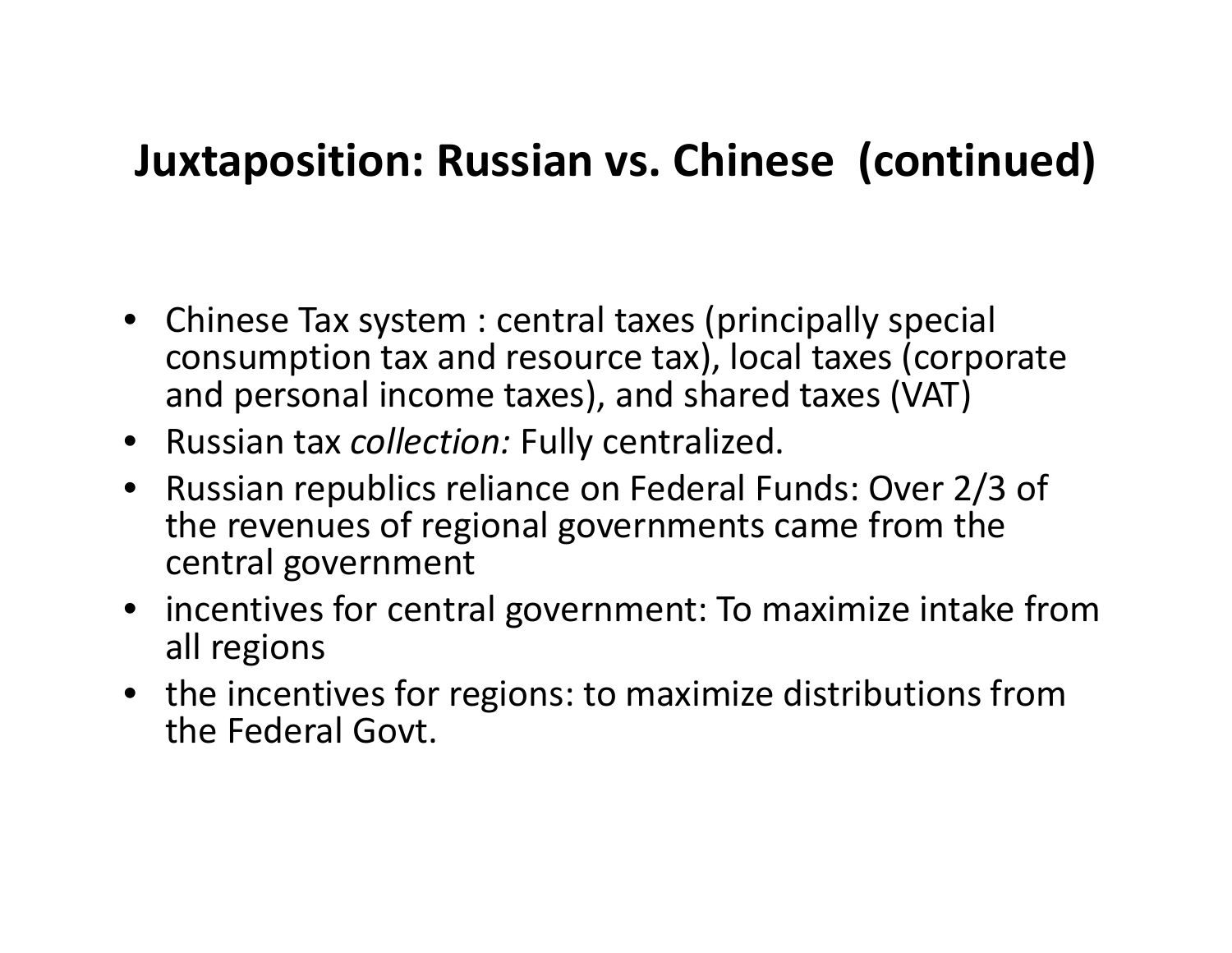# Juxtaposition: Russian vs. Chinese (continued)

- Chinese Tax system : central taxes (principally special consumption tax and resource tax), local taxes (corporate and personal income taxes), and shared taxes (VAT)
- Russian tax *collection:* Fully centralized.
- Russian republics reliance on Federal Funds: Over 2/3 of the revenues of regional governments came from the central government
- incentives for central government: To maximize intake from all regions
- the incentives for regions: to maximize distributions from the Federal Govt.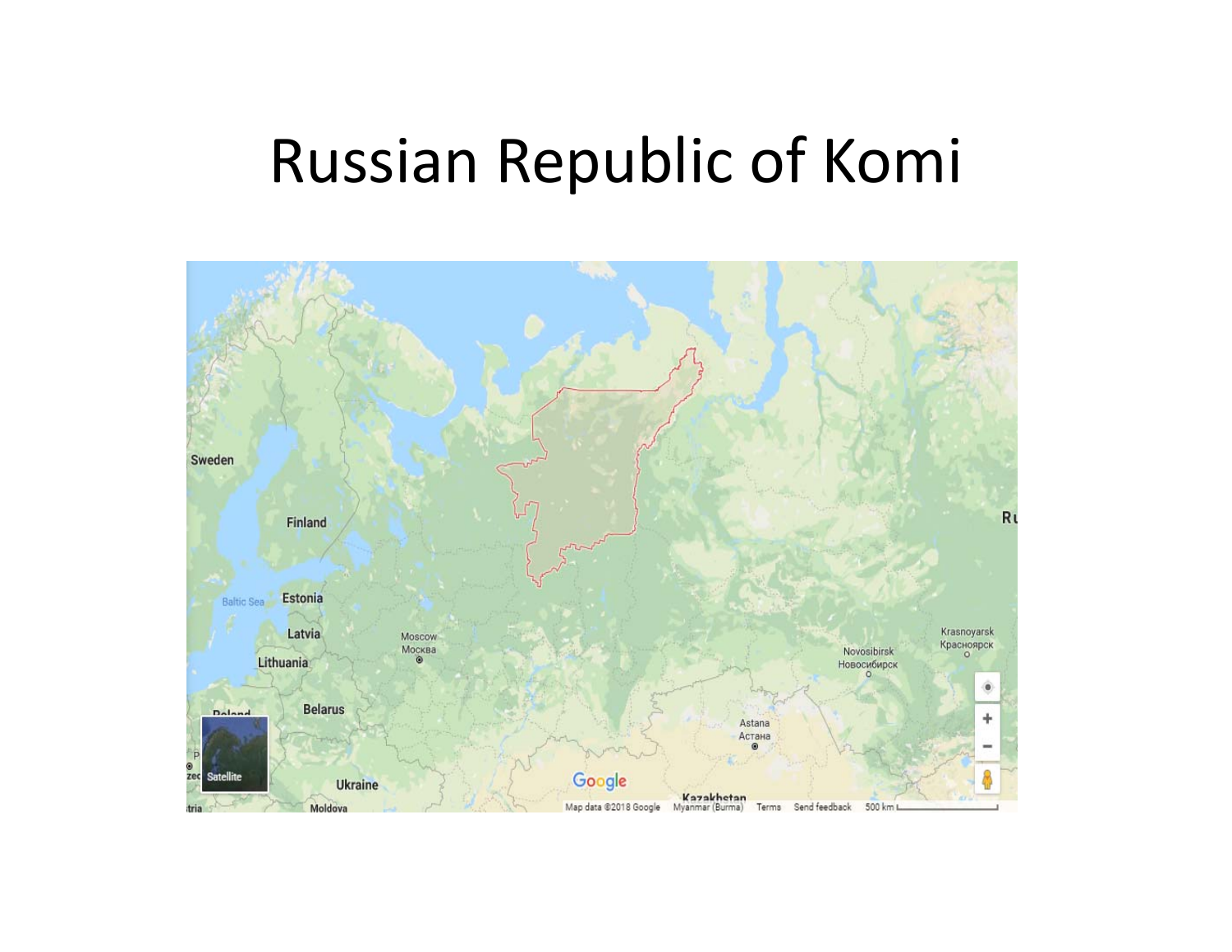# Russian Republic of Komi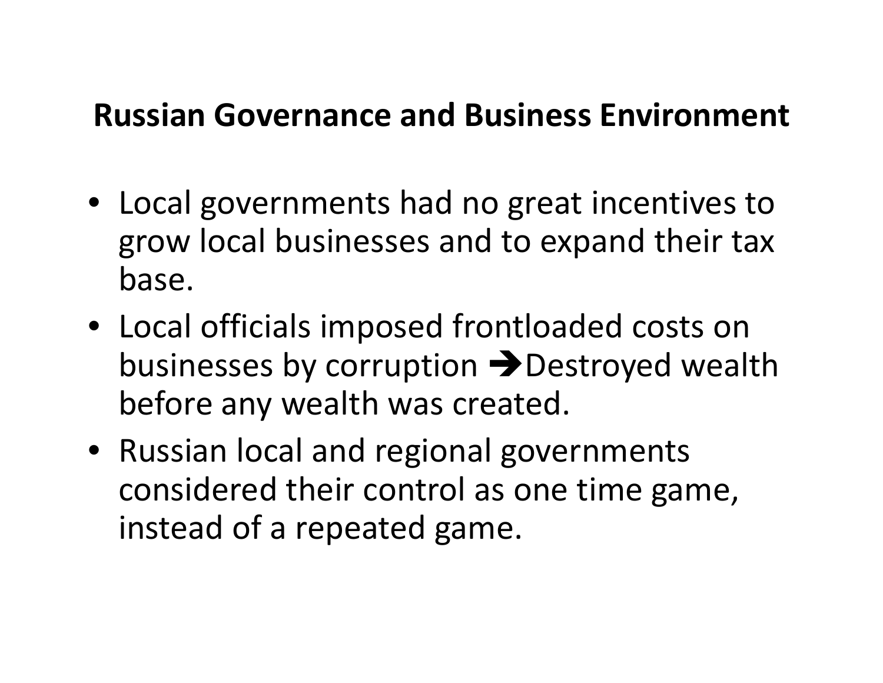# Russian Governance and Business Environment

- Local governments had no great incentives to grow local businesses and to expand their tax base.
- Local officials imposed frontloaded costs on businesses by corruption ➔Destroyed wealth before any wealth was created.
- Russian local and regional governments considered their control as one time game, instead of a repeated game.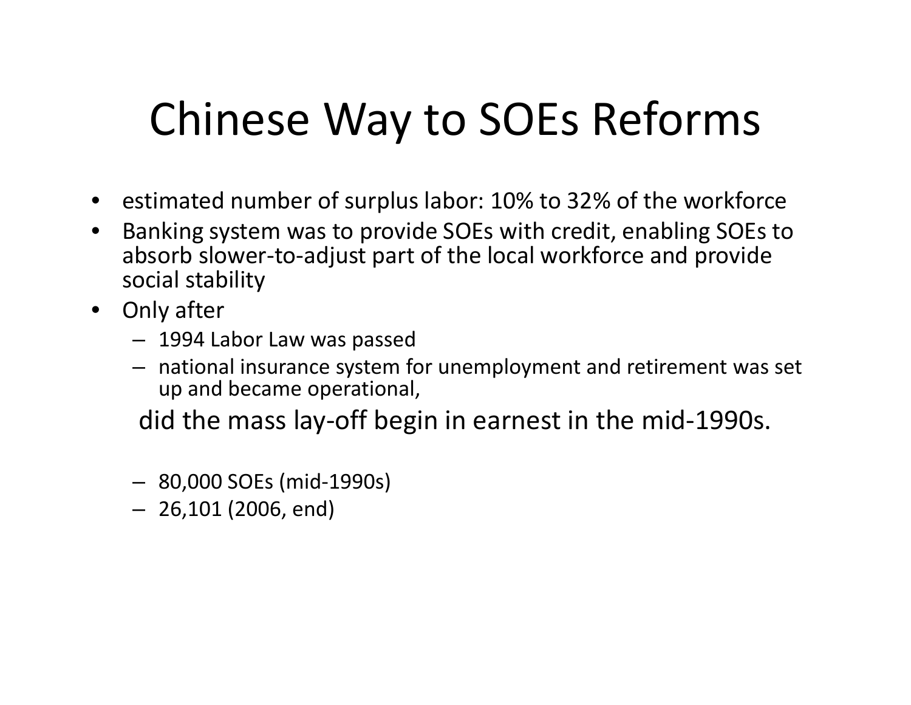# Chinese Way to SOEs Reforms

- estimated number of surplus labor: 10% to 32% of the workforce
- Banking system was to provide SOEs with credit, enabling SOEs to absorb slower-to-adjust part of the local workforce and provide social stability
- Only after
  - 1994 Labor Law was passed
  - national insurance system for unemployment and retirement was set up and became operational,

  did the mass lay-off begin in earnest in the mid-1990s.

  - 80,000 SOEs (mid-1990s)
  - 26,101 (2006, end)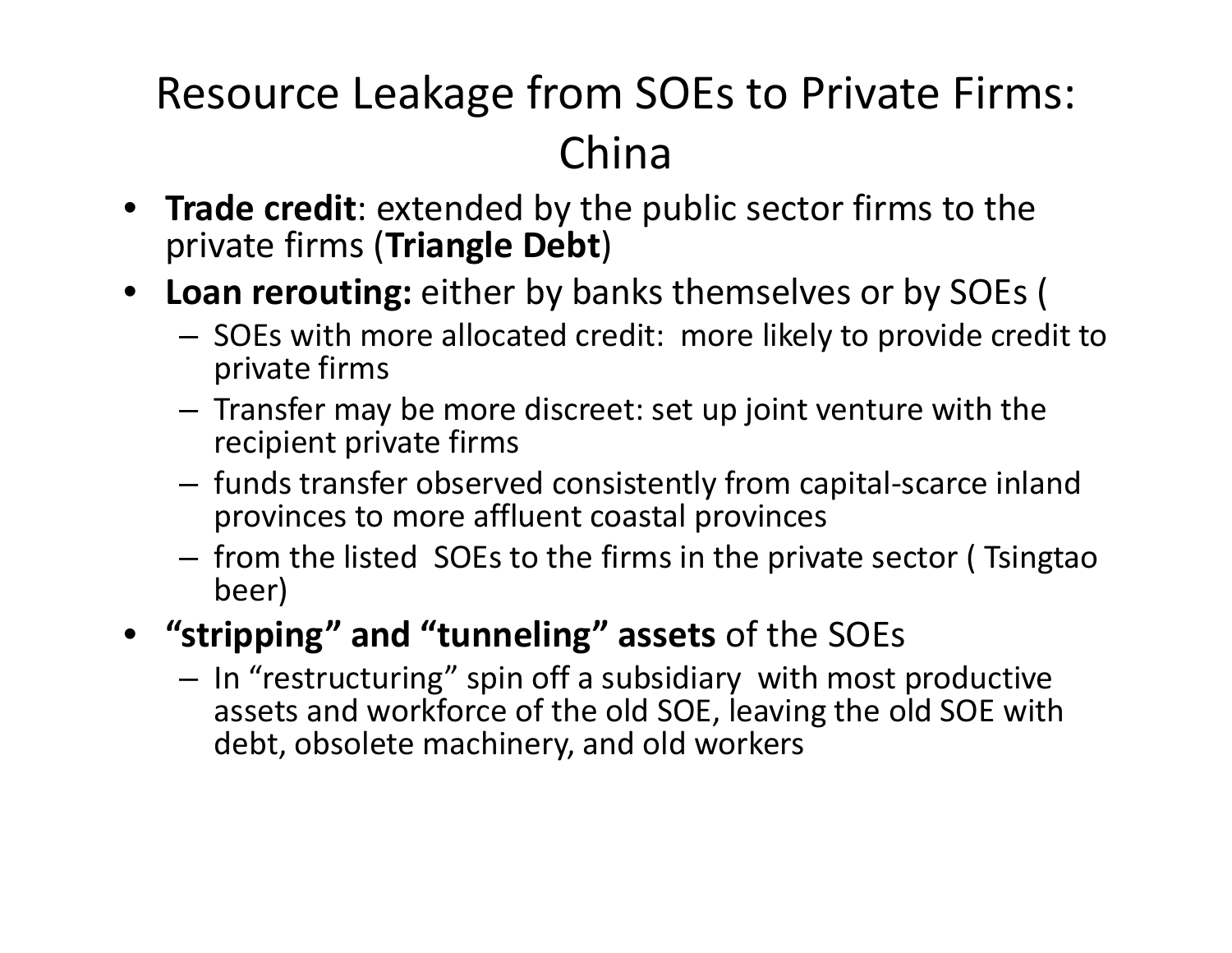# Resource Leakage from SOEs to Private Firms: China

- **Trade credit**: extended by the public sector firms to the private firms (**Triangle Debt**)
- **Loan rerouting:** either by banks themselves or by SOEs (
  - SOEs with more allocated credit: more likely to provide credit to private firms
  - Transfer may be more discreet: set up joint venture with the recipient private firms
  - funds transfer observed consistently from capital-scarce inland provinces to more affluent coastal provinces
  - from the listed SOEs to the firms in the private sector ( Tsingtao beer)
- **"stripping" and "tunneling" assets** of the SOEs
  - In "restructuring" spin off a subsidiary with most productive assets and workforce of the old SOE, leaving the old SOE with debt, obsolete machinery, and old workers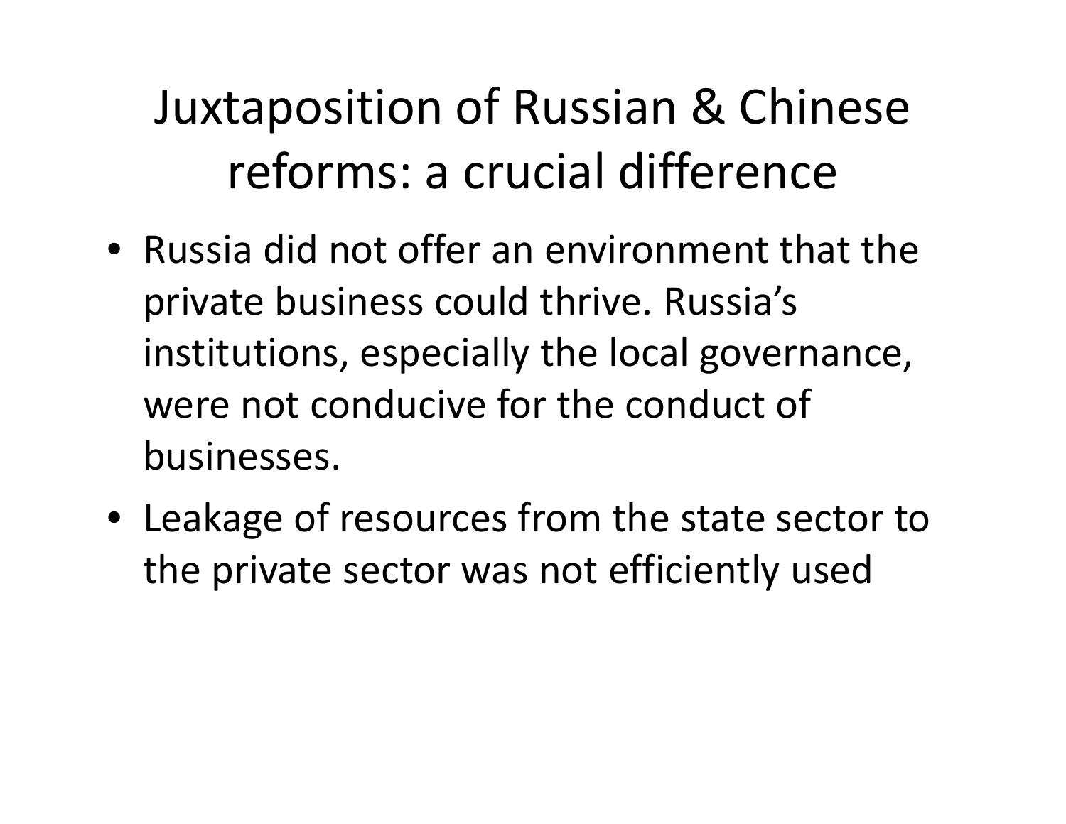# Juxtaposition of Russian & Chinese reforms: a crucial difference

- Russia did not offer an environment that the private business could thrive. Russia's institutions, especially the local governance, were not conducive for the conduct of businesses.
- Leakage of resources from the state sector to the private sector was not efficiently used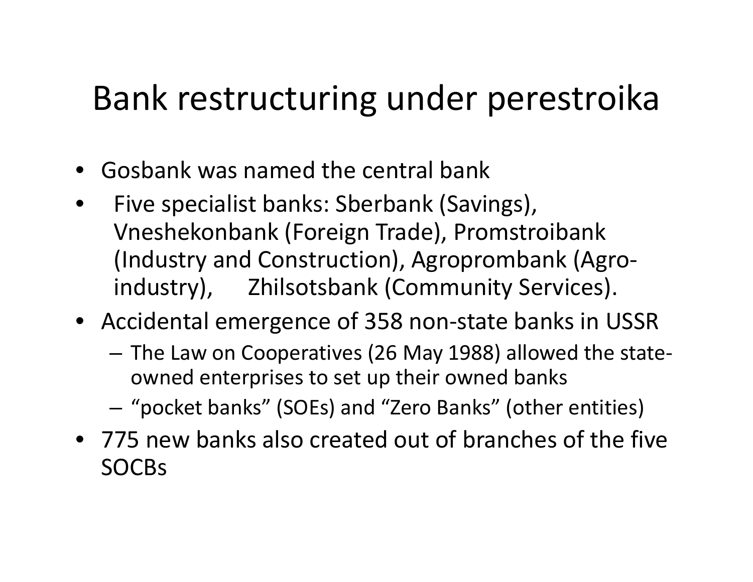# Bank restructuring under perestroika

- Gosbank was named the central bank
- Five specialist banks: Sberbank (Savings), Vneshekonbank (Foreign Trade), Promstroibank (Industry and Construction), Agroprombank (Agro-industry), Zhilsotsbank (Community Services).
- Accidental emergence of 358 non-state banks in USSR
  - The Law on Cooperatives (26 May 1988) allowed the state-owned enterprises to set up their owned banks
  - "pocket banks" (SOEs) and "Zero Banks" (other entities)
- 775 new banks also created out of branches of the five SOCBs